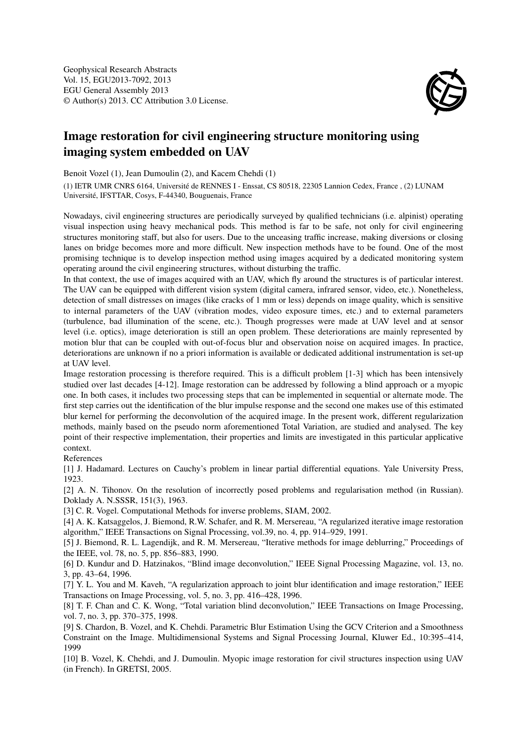Geophysical Research Abstracts
Vol. 15, EGU2013-7092, 2013
EGU General Assembly 2013
© Author(s) 2013. CC Attribution 3.0 License.

# Image restoration for civil engineering structure monitoring using imaging system embedded on UAV

Benoit Vozel (1), Jean Dumoulin (2), and Kacem Chehdi (1)

(1) IETR UMR CNRS 6164, Université de RENNES I - Enssat, CS 80518, 22305 Lannion Cedex, France , (2) LUNAM Université, IFSTTAR, Cosys, F-44340, Bouguenais, France

Nowadays, civil engineering structures are periodically surveyed by qualified technicians (i.e. alpinist) operating visual inspection using heavy mechanical pods. This method is far to be safe, not only for civil engineering structures monitoring staff, but also for users. Due to the unceasing traffic increase, making diversions or closing lanes on bridge becomes more and more difficult. New inspection methods have to be found. One of the most promising technique is to develop inspection method using images acquired by a dedicated monitoring system operating around the civil engineering structures, without disturbing the traffic.

In that context, the use of images acquired with an UAV, which fly around the structures is of particular interest. The UAV can be equipped with different vision system (digital camera, infrared sensor, video, etc.). Nonetheless, detection of small distresses on images (like cracks of 1 mm or less) depends on image quality, which is sensitive to internal parameters of the UAV (vibration modes, video exposure times, etc.) and to external parameters (turbulence, bad illumination of the scene, etc.). Though progresses were made at UAV level and at sensor level (i.e. optics), image deterioration is still an open problem. These deteriorations are mainly represented by motion blur that can be coupled with out-of-focus blur and observation noise on acquired images. In practice, deteriorations are unknown if no a priori information is available or dedicated additional instrumentation is set-up at UAV level.

Image restoration processing is therefore required. This is a difficult problem [1-3] which has been intensively studied over last decades [4-12]. Image restoration can be addressed by following a blind approach or a myopic one. In both cases, it includes two processing steps that can be implemented in sequential or alternate mode. The first step carries out the identification of the blur impulse response and the second one makes use of this estimated blur kernel for performing the deconvolution of the acquired image. In the present work, different regularization methods, mainly based on the pseudo norm aforementioned Total Variation, are studied and analysed. The key point of their respective implementation, their properties and limits are investigated in this particular applicative context.

References

[1] J. Hadamard. Lectures on Cauchy's problem in linear partial differential equations. Yale University Press, 1923.

[2] A. N. Tihonov. On the resolution of incorrectly posed problems and regularisation method (in Russian). Doklady A. N.SSSR, 151(3), 1963.

[3] C. R. Vogel. Computational Methods for inverse problems, SIAM, 2002.

[4] A. K. Katsaggelos, J. Biemond, R.W. Schafer, and R. M. Mersereau, "A regularized iterative image restoration algorithm," IEEE Transactions on Signal Processing, vol.39, no. 4, pp. 914–929, 1991.

[5] J. Biemond, R. L. Lagendijk, and R. M. Mersereau, "Iterative methods for image deblurring," Proceedings of the IEEE, vol. 78, no. 5, pp. 856–883, 1990.

[6] D. Kundur and D. Hatzinakos, "Blind image deconvolution," IEEE Signal Processing Magazine, vol. 13, no. 3, pp. 43–64, 1996.

[7] Y. L. You and M. Kaveh, "A regularization approach to joint blur identification and image restoration," IEEE Transactions on Image Processing, vol. 5, no. 3, pp. 416–428, 1996.

[8] T. F. Chan and C. K. Wong, "Total variation blind deconvolution," IEEE Transactions on Image Processing, vol. 7, no. 3, pp. 370–375, 1998.

[9] S. Chardon, B. Vozel, and K. Chehdi. Parametric Blur Estimation Using the GCV Criterion and a Smoothness Constraint on the Image. Multidimensional Systems and Signal Processing Journal, Kluwer Ed., 10:395–414, 1999

[10] B. Vozel, K. Chehdi, and J. Dumoulin. Myopic image restoration for civil structures inspection using UAV (in French). In GRETSI, 2005.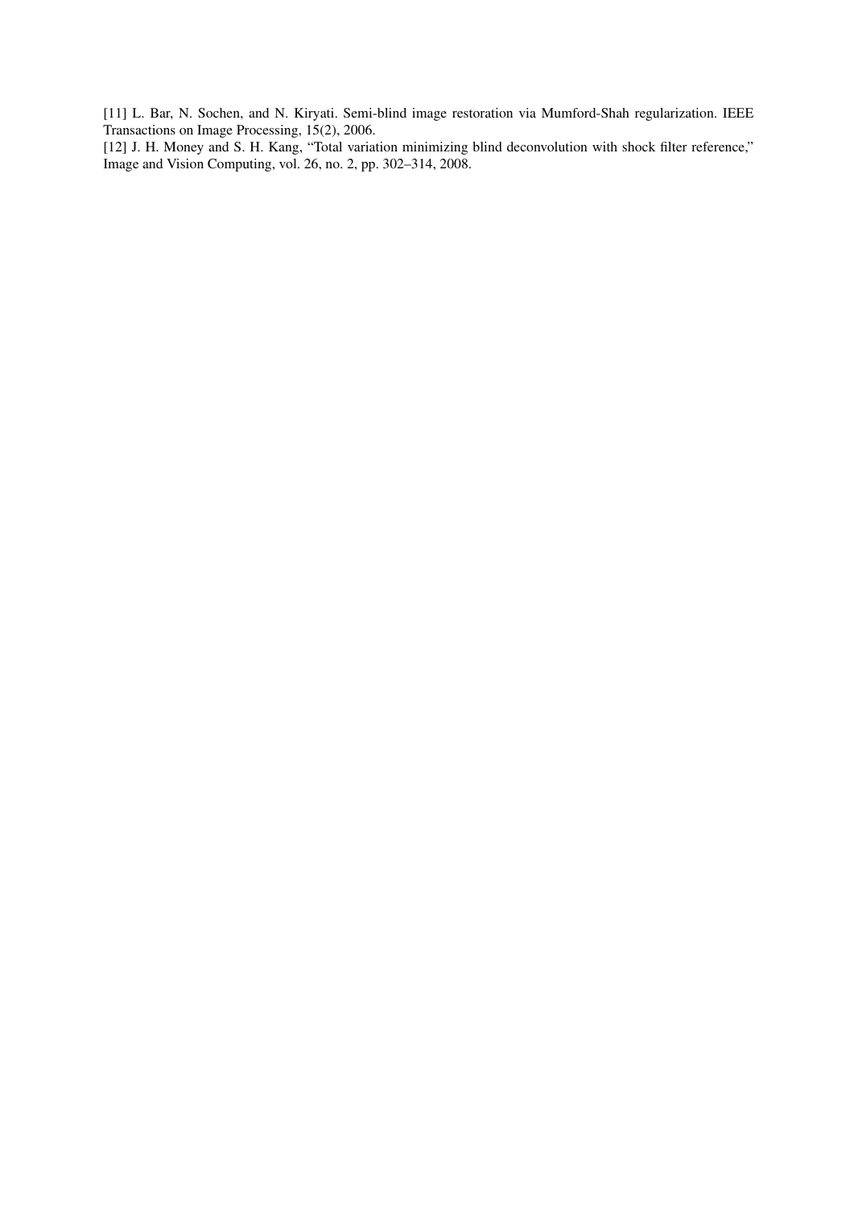[11] L. Bar, N. Sochen, and N. Kiryati. Semi-blind image restoration via Mumford-Shah regularization. IEEE Transactions on Image Processing, 15(2), 2006.
[12] J. H. Money and S. H. Kang, "Total variation minimizing blind deconvolution with shock filter reference," Image and Vision Computing, vol. 26, no. 2, pp. 302–314, 2008.